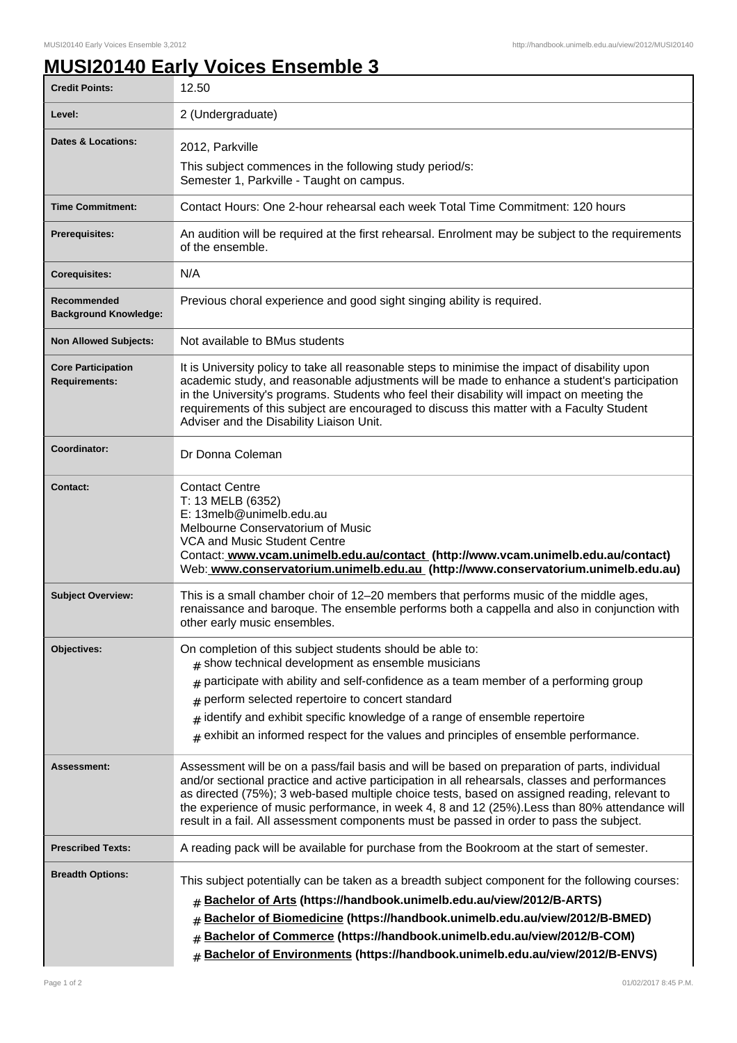# MUSI20140 Early Voices Ensemble 3

| | |
|---|---|
| **Credit Points:** | 12.50 |
| **Level:** | 2 (Undergraduate) |
| **Dates & Locations:** | 2012, Parkville<br>This subject commences in the following study period/s:<br>Semester 1, Parkville - Taught on campus. |
| **Time Commitment:** | Contact Hours: One 2-hour rehearsal each week Total Time Commitment: 120 hours |
| **Prerequisites:** | An audition will be required at the first rehearsal. Enrolment may be subject to the requirements of the ensemble. |
| **Corequisites:** | N/A |
| **Recommended Background Knowledge:** | Previous choral experience and good sight singing ability is required. |
| **Non Allowed Subjects:** | Not available to BMus students |
| **Core Participation Requirements:** | It is University policy to take all reasonable steps to minimise the impact of disability upon academic study, and reasonable adjustments will be made to enhance a student's participation in the University's programs. Students who feel their disability will impact on meeting the requirements of this subject are encouraged to discuss this matter with a Faculty Student Adviser and the Disability Liaison Unit. |
| **Coordinator:** | Dr Donna Coleman |
| **Contact:** | Contact Centre<br>T: 13 MELB (6352)<br>E: 13melb@unimelb.edu.au<br>Melbourne Conservatorium of Music<br>VCA and Music Student Centre<br>Contact: **www.vcam.unimelb.edu.au/contact (http://www.vcam.unimelb.edu.au/contact)**<br>Web: **www.conservatorium.unimelb.edu.au (http://www.conservatorium.unimelb.edu.au)** |
| **Subject Overview:** | This is a small chamber choir of 12–20 members that performs music of the middle ages, renaissance and baroque. The ensemble performs both a cappella and also in conjunction with other early music ensembles. |
| **Objectives:** | On completion of this subject students should be able to:<br># show technical development as ensemble musicians<br># participate with ability and self-confidence as a team member of a performing group<br># perform selected repertoire to concert standard<br># identify and exhibit specific knowledge of a range of ensemble repertoire<br># exhibit an informed respect for the values and principles of ensemble performance. |
| **Assessment:** | Assessment will be on a pass/fail basis and will be based on preparation of parts, individual and/or sectional practice and active participation in all rehearsals, classes and performances as directed (75%); 3 web-based multiple choice tests, based on assigned reading, relevant to the experience of music performance, in week 4, 8 and 12 (25%).Less than 80% attendance will result in a fail. All assessment components must be passed in order to pass the subject. |
| **Prescribed Texts:** | A reading pack will be available for purchase from the Bookroom at the start of semester. |
| **Breadth Options:** | This subject potentially can be taken as a breadth subject component for the following courses:<br># **Bachelor of Arts (https://handbook.unimelb.edu.au/view/2012/B-ARTS)**<br># **Bachelor of Biomedicine (https://handbook.unimelb.edu.au/view/2012/B-BMED)**<br># **Bachelor of Commerce (https://handbook.unimelb.edu.au/view/2012/B-COM)**<br># **Bachelor of Environments (https://handbook.unimelb.edu.au/view/2012/B-ENVS)** |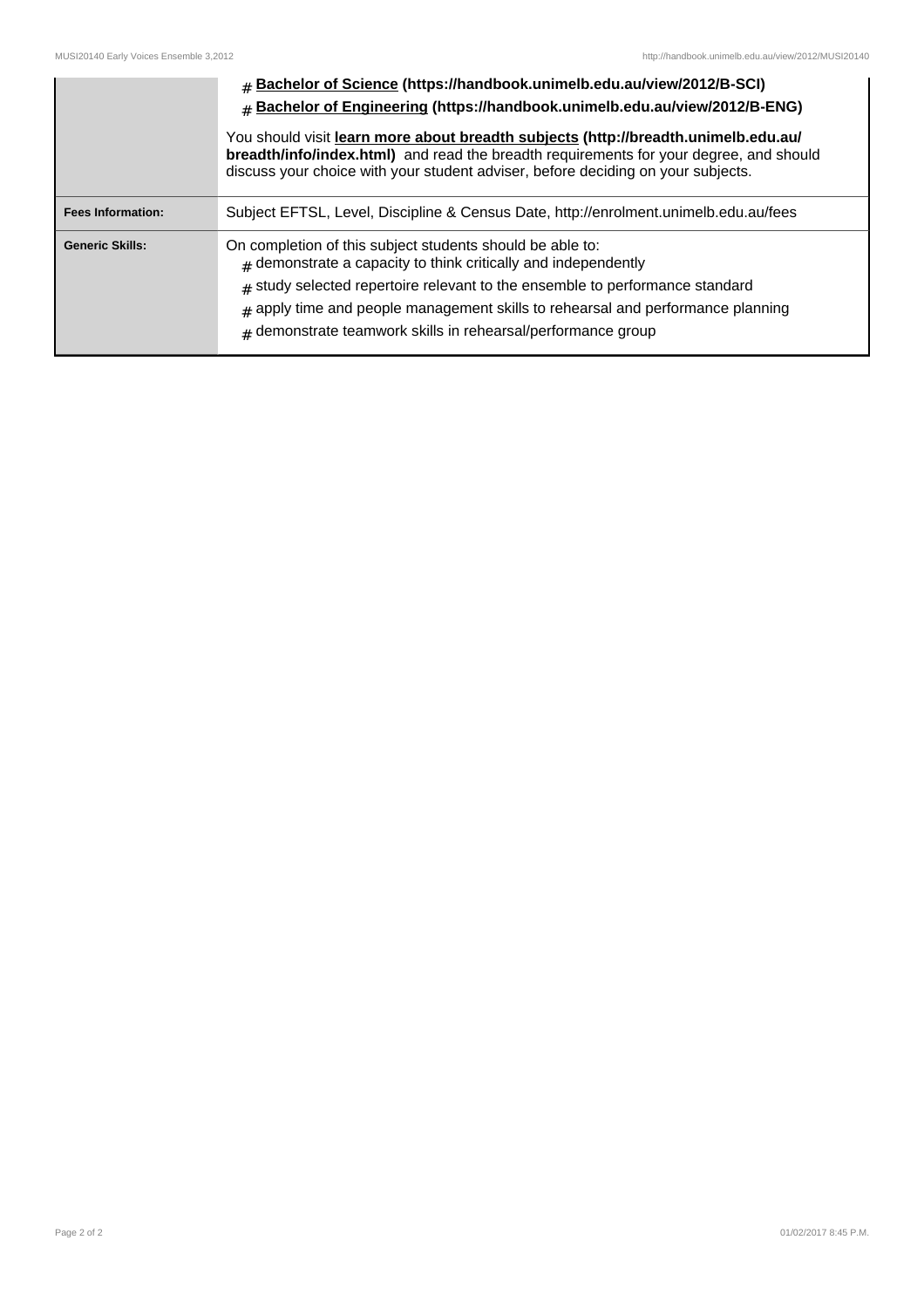| | |
|---|---|
| | # **Bachelor of Science (https://handbook.unimelb.edu.au/view/2012/B-SCI)**<br># **Bachelor of Engineering (https://handbook.unimelb.edu.au/view/2012/B-ENG)**<br><br>You should visit **learn more about breadth subjects (http://breadth.unimelb.edu.au/breadth/info/index.html)** and read the breadth requirements for your degree, and should discuss your choice with your student adviser, before deciding on your subjects. |
| **Fees Information:** | Subject EFTSL, Level, Discipline & Census Date, http://enrolment.unimelb.edu.au/fees |
| **Generic Skills:** | On completion of this subject students should be able to:<br># demonstrate a capacity to think critically and independently<br># study selected repertoire relevant to the ensemble to performance standard<br># apply time and people management skills to rehearsal and performance planning<br># demonstrate teamwork skills in rehearsal/performance group |